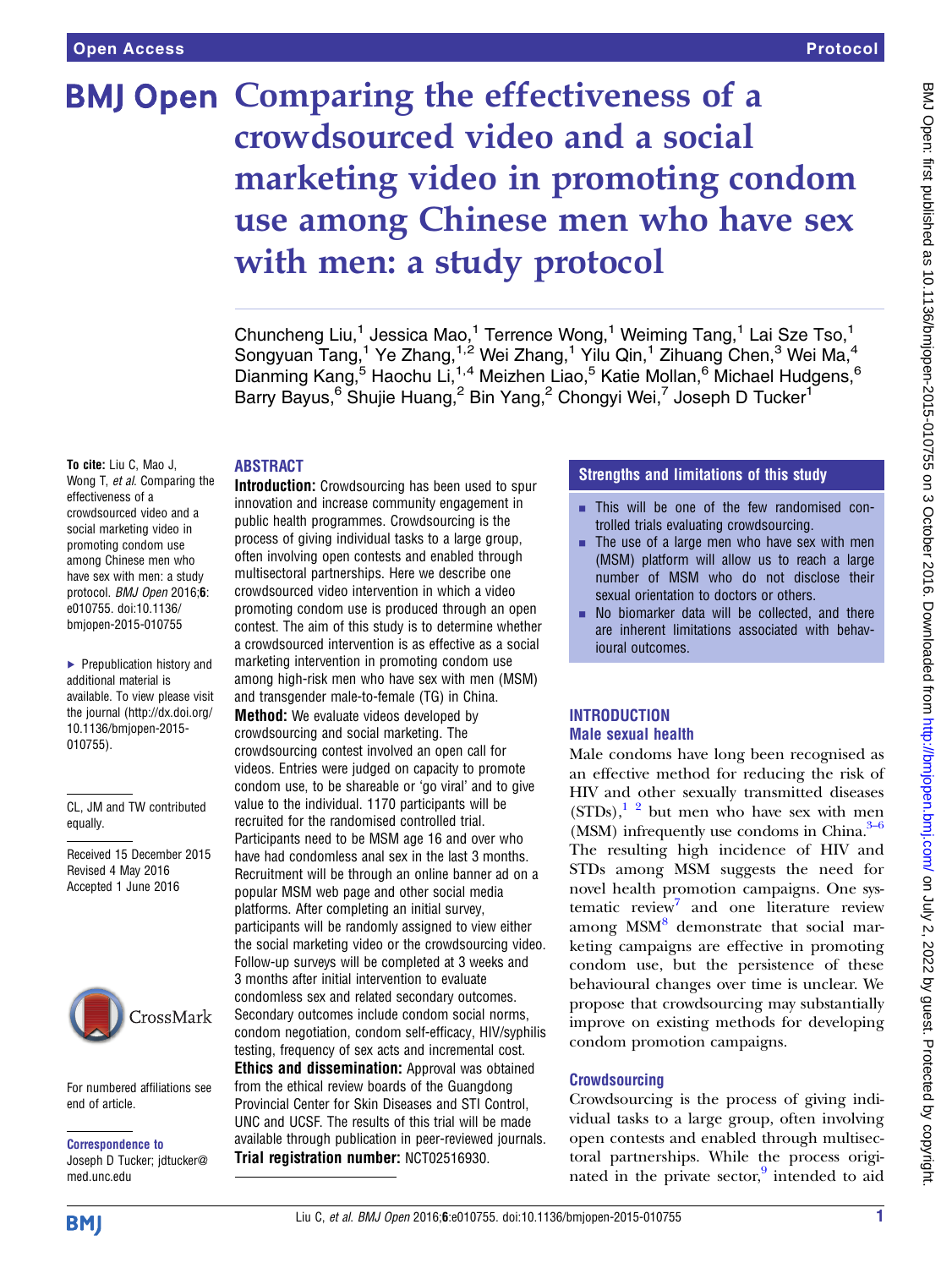# Comparing the effectiveness of a crowdsourced video and a social marketing video in promoting condom use among Chinese men who have sex with men: a study protocol

Chuncheng Liu,[1] Jessica Mao,[1] Terrence Wong,[1] Weiming Tang,[1] Lai Sze Tso,[1] Songyuan Tang,[1] Ye Zhang,[1,2] Wei Zhang,[1] Yilu Qin,[1] Zihuang Chen,[3] Wei Ma,[4] Dianming Kang,[5] Haochu Li,[1,4] Meizhen Liao,[5] Katie Mollan,[6] Michael Hudgens,[6] Barry Bayus,[6] Shujie Huang,[2] Bin Yang,[2] Chongyi Wei,[7] Joseph D Tucker[1]

**To cite:** Liu C, Mao J, Wong T, *et al*. Comparing the effectiveness of a crowdsourced video and a social marketing video in promoting condom use among Chinese men who have sex with men: a study protocol. *BMJ Open* 2016;**6**: e010755. doi:10.1136/bmjopen-2015-010755

▸ Prepublication history and additional material is available. To view please visit the journal (http://dx.doi.org/10.1136/bmjopen-2015-010755).

CL, JM and TW contributed equally.

Received 15 December 2015
Revised 4 May 2016
Accepted 1 June 2016

For numbered affiliations see end of article.

**Correspondence to**
Joseph D Tucker; jdtucker@med.unc.edu

## ABSTRACT

**Introduction:** Crowdsourcing has been used to spur innovation and increase community engagement in public health programmes. Crowdsourcing is the process of giving individual tasks to a large group, often involving open contests and enabled through multisectoral partnerships. Here we describe one crowdsourced video intervention in which a video promoting condom use is produced through an open contest. The aim of this study is to determine whether a crowdsourced intervention is as effective as a social marketing intervention in promoting condom use among high-risk men who have sex with men (MSM) and transgender male-to-female (TG) in China.

**Method:** We evaluate videos developed by crowdsourcing and social marketing. The crowdsourcing contest involved an open call for videos. Entries were judged on capacity to promote condom use, to be shareable or 'go viral' and to give value to the individual. 1170 participants will be recruited for the randomised controlled trial. Participants need to be MSM age 16 and over who have had condomless anal sex in the last 3 months. Recruitment will be through an online banner ad on a popular MSM web page and other social media platforms. After completing an initial survey, participants will be randomly assigned to view either the social marketing video or the crowdsourcing video. Follow-up surveys will be completed at 3 weeks and 3 months after initial intervention to evaluate condomless sex and related secondary outcomes. Secondary outcomes include condom social norms, condom negotiation, condom self-efficacy, HIV/syphilis testing, frequency of sex acts and incremental cost.

**Ethics and dissemination:** Approval was obtained from the ethical review boards of the Guangdong Provincial Center for Skin Diseases and STI Control, UNC and UCSF. The results of this trial will be made available through publication in peer-reviewed journals.

**Trial registration number:** NCT02516930.

## Strengths and limitations of this study

- This will be one of the few randomised controlled trials evaluating crowdsourcing.
- The use of a large men who have sex with men (MSM) platform will allow us to reach a large number of MSM who do not disclose their sexual orientation to doctors or others.
- No biomarker data will be collected, and there are inherent limitations associated with behavioural outcomes.

## INTRODUCTION

### Male sexual health

Male condoms have long been recognised as an effective method for reducing the risk of HIV and other sexually transmitted diseases (STDs),[1 2] but men who have sex with men (MSM) infrequently use condoms in China.[3–6] The resulting high incidence of HIV and STDs among MSM suggests the need for novel health promotion campaigns. One systematic review[7] and one literature review among MSM[8] demonstrate that social marketing campaigns are effective in promoting condom use, but the persistence of these behavioural changes over time is unclear. We propose that crowdsourcing may substantially improve on existing methods for developing condom promotion campaigns.

### Crowdsourcing

Crowdsourcing is the process of giving individual tasks to a large group, often involving open contests and enabled through multisectoral partnerships. While the process originated in the private sector,[9] intended to aid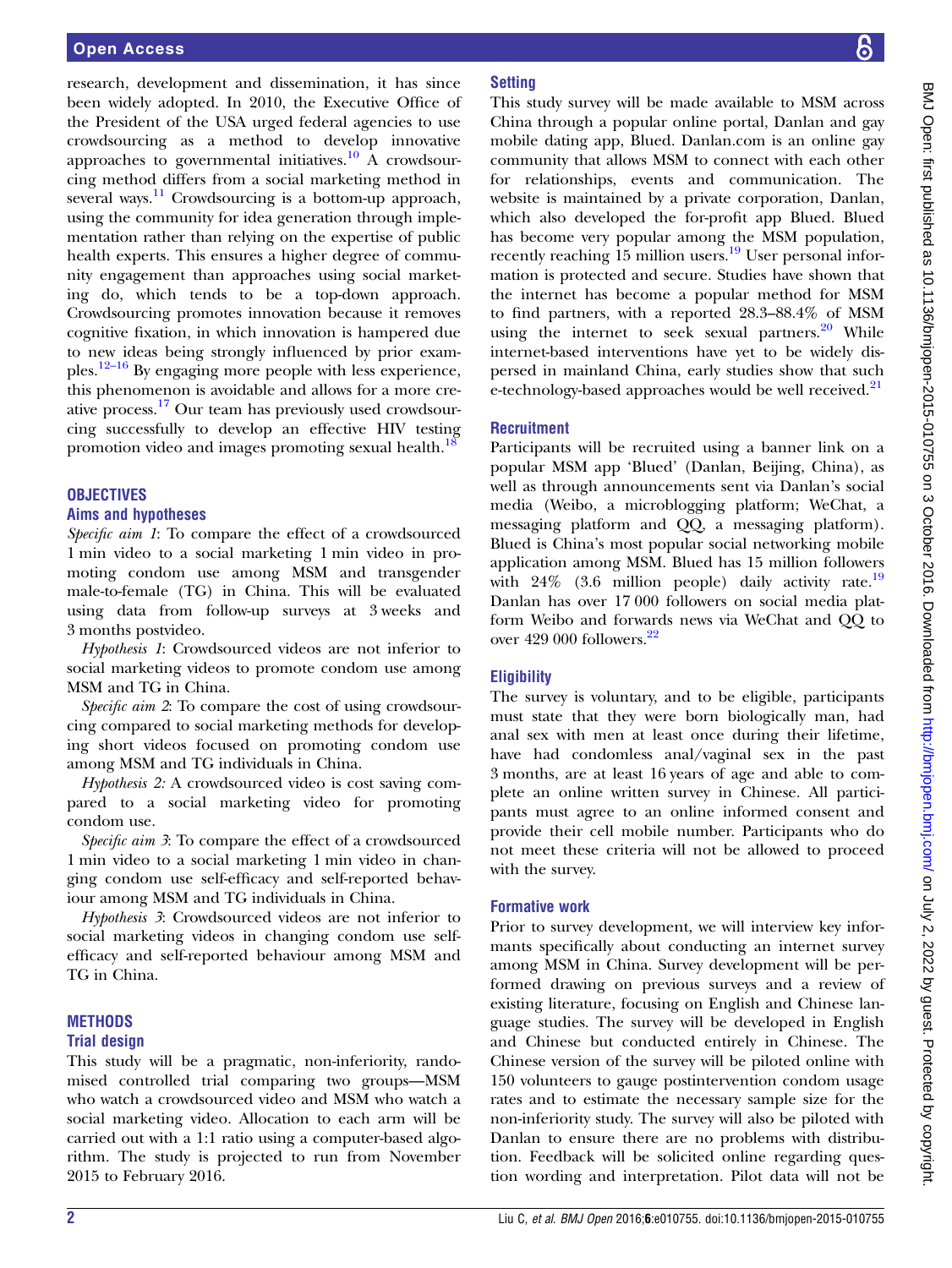research, development and dissemination, it has since been widely adopted. In 2010, the Executive Office of the President of the USA urged federal agencies to use crowdsourcing as a method to develop innovative approaches to governmental initiatives.[10] A crowdsourcing method differs from a social marketing method in several ways.[11] Crowdsourcing is a bottom-up approach, using the community for idea generation through implementation rather than relying on the expertise of public health experts. This ensures a higher degree of community engagement than approaches using social marketing do, which tends to be a top-down approach. Crowdsourcing promotes innovation because it removes cognitive fixation, in which innovation is hampered due to new ideas being strongly influenced by prior examples.[12–16] By engaging more people with less experience, this phenomenon is avoidable and allows for a more creative process.[17] Our team has previously used crowdsourcing successfully to develop an effective HIV testing promotion video and images promoting sexual health.[18]

## OBJECTIVES

### Aims and hypotheses

*Specific aim 1*: To compare the effect of a crowdsourced 1 min video to a social marketing 1 min video in promoting condom use among MSM and transgender male-to-female (TG) in China. This will be evaluated using data from follow-up surveys at 3 weeks and 3 months postvideo.

*Hypothesis 1*: Crowdsourced videos are not inferior to social marketing videos to promote condom use among MSM and TG in China.

*Specific aim 2*: To compare the cost of using crowdsourcing compared to social marketing methods for developing short videos focused on promoting condom use among MSM and TG individuals in China.

*Hypothesis 2:* A crowdsourced video is cost saving compared to a social marketing video for promoting condom use.

*Specific aim 3*: To compare the effect of a crowdsourced 1 min video to a social marketing 1 min video in changing condom use self-efficacy and self-reported behaviour among MSM and TG individuals in China.

*Hypothesis 3*: Crowdsourced videos are not inferior to social marketing videos in changing condom use self-efficacy and self-reported behaviour among MSM and TG in China.

## METHODS

### Trial design

This study will be a pragmatic, non-inferiority, randomised controlled trial comparing two groups—MSM who watch a crowdsourced video and MSM who watch a social marketing video. Allocation to each arm will be carried out with a 1:1 ratio using a computer-based algorithm. The study is projected to run from November 2015 to February 2016.

### Setting

This study survey will be made available to MSM across China through a popular online portal, Danlan and gay mobile dating app, Blued. Danlan.com is an online gay community that allows MSM to connect with each other for relationships, events and communication. The website is maintained by a private corporation, Danlan, which also developed the for-profit app Blued. Blued has become very popular among the MSM population, recently reaching 15 million users.[19] User personal information is protected and secure. Studies have shown that the internet has become a popular method for MSM to find partners, with a reported 28.3–88.4% of MSM using the internet to seek sexual partners.[20] While internet-based interventions have yet to be widely dispersed in mainland China, early studies show that such e-technology-based approaches would be well received.[21]

### Recruitment

Participants will be recruited using a banner link on a popular MSM app 'Blued' (Danlan, Beijing, China), as well as through announcements sent via Danlan's social media (Weibo, a microblogging platform; WeChat, a messaging platform and QQ, a messaging platform). Blued is China's most popular social networking mobile application among MSM. Blued has 15 million followers with 24% (3.6 million people) daily activity rate.[19] Danlan has over 17 000 followers on social media platform Weibo and forwards news via WeChat and QQ to over 429 000 followers.[22]

### Eligibility

The survey is voluntary, and to be eligible, participants must state that they were born biologically man, had anal sex with men at least once during their lifetime, have had condomless anal/vaginal sex in the past 3 months, are at least 16 years of age and able to complete an online written survey in Chinese. All participants must agree to an online informed consent and provide their cell mobile number. Participants who do not meet these criteria will not be allowed to proceed with the survey.

### Formative work

Prior to survey development, we will interview key informants specifically about conducting an internet survey among MSM in China. Survey development will be performed drawing on previous surveys and a review of existing literature, focusing on English and Chinese language studies. The survey will be developed in English and Chinese but conducted entirely in Chinese. The Chinese version of the survey will be piloted online with 150 volunteers to gauge postintervention condom usage rates and to estimate the necessary sample size for the non-inferiority study. The survey will also be piloted with Danlan to ensure there are no problems with distribution. Feedback will be solicited online regarding question wording and interpretation. Pilot data will not be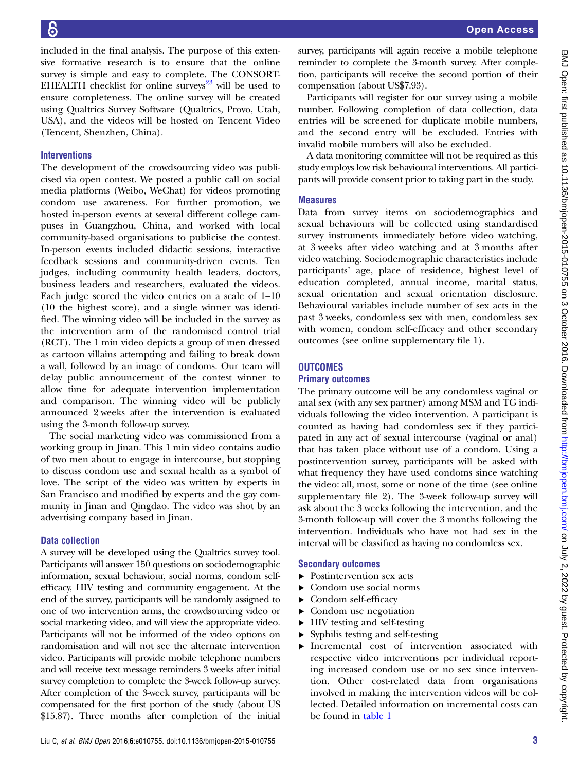included in the final analysis. The purpose of this extensive formative research is to ensure that the online survey is simple and easy to complete. The CONSORT-EHEALTH checklist for online surveys[23] will be used to ensure completeness. The online survey will be created using Qualtrics Survey Software (Qualtrics, Provo, Utah, USA), and the videos will be hosted on Tencent Video (Tencent, Shenzhen, China).

### Interventions

The development of the crowdsourcing video was publicised via open contest. We posted a public call on social media platforms (Weibo, WeChat) for videos promoting condom use awareness. For further promotion, we hosted in-person events at several different college campuses in Guangzhou, China, and worked with local community-based organisations to publicise the contest. In-person events included didactic sessions, interactive feedback sessions and community-driven events. Ten judges, including community health leaders, doctors, business leaders and researchers, evaluated the videos. Each judge scored the video entries on a scale of 1–10 (10 the highest score), and a single winner was identified. The winning video will be included in the survey as the intervention arm of the randomised control trial (RCT). The 1 min video depicts a group of men dressed as cartoon villains attempting and failing to break down a wall, followed by an image of condoms. Our team will delay public announcement of the contest winner to allow time for adequate intervention implementation and comparison. The winning video will be publicly announced 2 weeks after the intervention is evaluated using the 3-month follow-up survey.

The social marketing video was commissioned from a working group in Jinan. This 1 min video contains audio of two men about to engage in intercourse, but stopping to discuss condom use and sexual health as a symbol of love. The script of the video was written by experts in San Francisco and modified by experts and the gay community in Jinan and Qingdao. The video was shot by an advertising company based in Jinan.

### Data collection

A survey will be developed using the Qualtrics survey tool. Participants will answer 150 questions on sociodemographic information, sexual behaviour, social norms, condom self-efficacy, HIV testing and community engagement. At the end of the survey, participants will be randomly assigned to one of two intervention arms, the crowdsourcing video or social marketing video, and will view the appropriate video. Participants will not be informed of the video options on randomisation and will not see the alternate intervention video. Participants will provide mobile telephone numbers and will receive text message reminders 3 weeks after initial survey completion to complete the 3-week follow-up survey. After completion of the 3-week survey, participants will be compensated for the first portion of the study (about US $15.87). Three months after completion of the initial survey, participants will again receive a mobile telephone reminder to complete the 3-month survey. After completion, participants will receive the second portion of their compensation (about US$7.93).

Participants will register for our survey using a mobile number. Following completion of data collection, data entries will be screened for duplicate mobile numbers, and the second entry will be excluded. Entries with invalid mobile numbers will also be excluded.

A data monitoring committee will not be required as this study employs low risk behavioural interventions. All participants will provide consent prior to taking part in the study.

### Measures

Data from survey items on sociodemographics and sexual behaviours will be collected using standardised survey instruments immediately before video watching, at 3 weeks after video watching and at 3 months after video watching. Sociodemographic characteristics include participants' age, place of residence, highest level of education completed, annual income, marital status, sexual orientation and sexual orientation disclosure. Behavioural variables include number of sex acts in the past 3 weeks, condomless sex with men, condomless sex with women, condom self-efficacy and other secondary outcomes (see online supplementary file 1).

## OUTCOMES

### Primary outcomes

The primary outcome will be any condomless vaginal or anal sex (with any sex partner) among MSM and TG individuals following the video intervention. A participant is counted as having had condomless sex if they participated in any act of sexual intercourse (vaginal or anal) that has taken place without use of a condom. Using a postintervention survey, participants will be asked with what frequency they have used condoms since watching the video: all, most, some or none of the time (see online supplementary file 2). The 3-week follow-up survey will ask about the 3 weeks following the intervention, and the 3-month follow-up will cover the 3 months following the intervention. Individuals who have not had sex in the interval will be classified as having no condomless sex.

### Secondary outcomes

- Postintervention sex acts
- Condom use social norms
- Condom self-efficacy
- Condom use negotiation
- HIV testing and self-testing
- Syphilis testing and self-testing
- Incremental cost of intervention associated with respective video interventions per individual reporting increased condom use or no sex since intervention. Other cost-related data from organisations involved in making the intervention videos will be collected. Detailed information on incremental costs can be found in table 1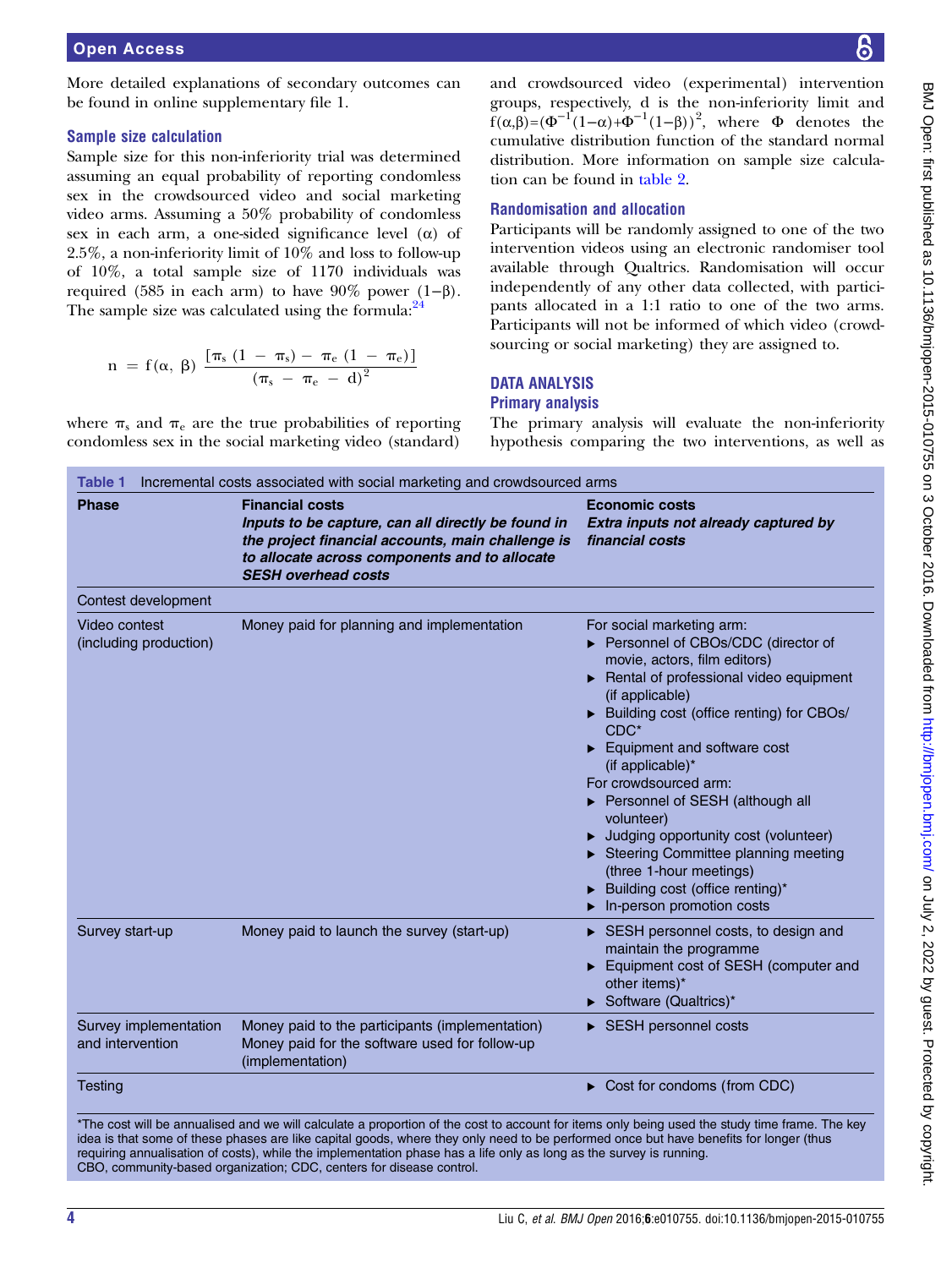More detailed explanations of secondary outcomes can be found in online supplementary file 1.

### Sample size calculation

Sample size for this non-inferiority trial was determined assuming an equal probability of reporting condomless sex in the crowdsourced video and social marketing video arms. Assuming a 50% probability of condomless sex in each arm, a one-sided significance level (α) of 2.5%, a non-inferiority limit of 10% and loss to follow-up of 10%, a total sample size of 1170 individuals was required (585 in each arm) to have 90% power (1−β). The sample size was calculated using the formula:[24]

$$n = f(\alpha, \beta)\ \frac{[\pi_s\ (1 - \pi_s) - \pi_e\ (1 - \pi_e)]}{(\pi_s - \pi_e - d)^2}$$

where $\pi_s$ and $\pi_e$ are the true probabilities of reporting condomless sex in the social marketing video (standard) and crowdsourced video (experimental) intervention groups, respectively, d is the non-inferiority limit and $f(\alpha,\beta)=(\Phi^{-1}(1-\alpha)+\Phi^{-1}(1-\beta))^2$, where Φ denotes the cumulative distribution function of the standard normal distribution. More information on sample size calculation can be found in table 2.

### Randomisation and allocation

Participants will be randomly assigned to one of the two intervention videos using an electronic randomiser tool available through Qualtrics. Randomisation will occur independently of any other data collected, with participants allocated in a 1:1 ratio to one of the two arms. Participants will not be informed of which video (crowdsourcing or social marketing) they are assigned to.

## DATA ANALYSIS

### Primary analysis

The primary analysis will evaluate the non-inferiority hypothesis comparing the two interventions, as well as

**Table 1** Incremental costs associated with social marketing and crowdsourced arms

| Phase | Financial costs<br>*Inputs to be capture, can all directly be found in the project financial accounts, main challenge is to allocate across components and to allocate SESH overhead costs* | Economic costs<br>*Extra inputs not already captured by financial costs* |
|---|---|---|
| Contest development | | |
| Video contest (including production) | Money paid for planning and implementation | For social marketing arm:<br>▸ Personnel of CBOs/CDC (director of movie, actors, film editors)<br>▸ Rental of professional video equipment (if applicable)<br>▸ Building cost (office renting) for CBOs/CDC*<br>▸ Equipment and software cost (if applicable)*<br>For crowdsourced arm:<br>▸ Personnel of SESH (although all volunteer)<br>▸ Judging opportunity cost (volunteer)<br>▸ Steering Committee planning meeting (three 1-hour meetings)<br>▸ Building cost (office renting)*<br>▸ In-person promotion costs |
| Survey start-up | Money paid to launch the survey (start-up) | ▸ SESH personnel costs, to design and maintain the programme<br>▸ Equipment cost of SESH (computer and other items)*<br>▸ Software (Qualtrics)* |
| Survey implementation and intervention | Money paid to the participants (implementation)<br>Money paid for the software used for follow-up (implementation) | ▸ SESH personnel costs |
| Testing | | ▸ Cost for condoms (from CDC) |

*The cost will be annualised and we will calculate a proportion of the cost to account for items only being used the study time frame. The key idea is that some of these phases are like capital goods, where they only need to be performed once but have benefits for longer (thus requiring annualisation of costs), while the implementation phase has a life only as long as the survey is running.
CBO, community-based organization; CDC, centers for disease control.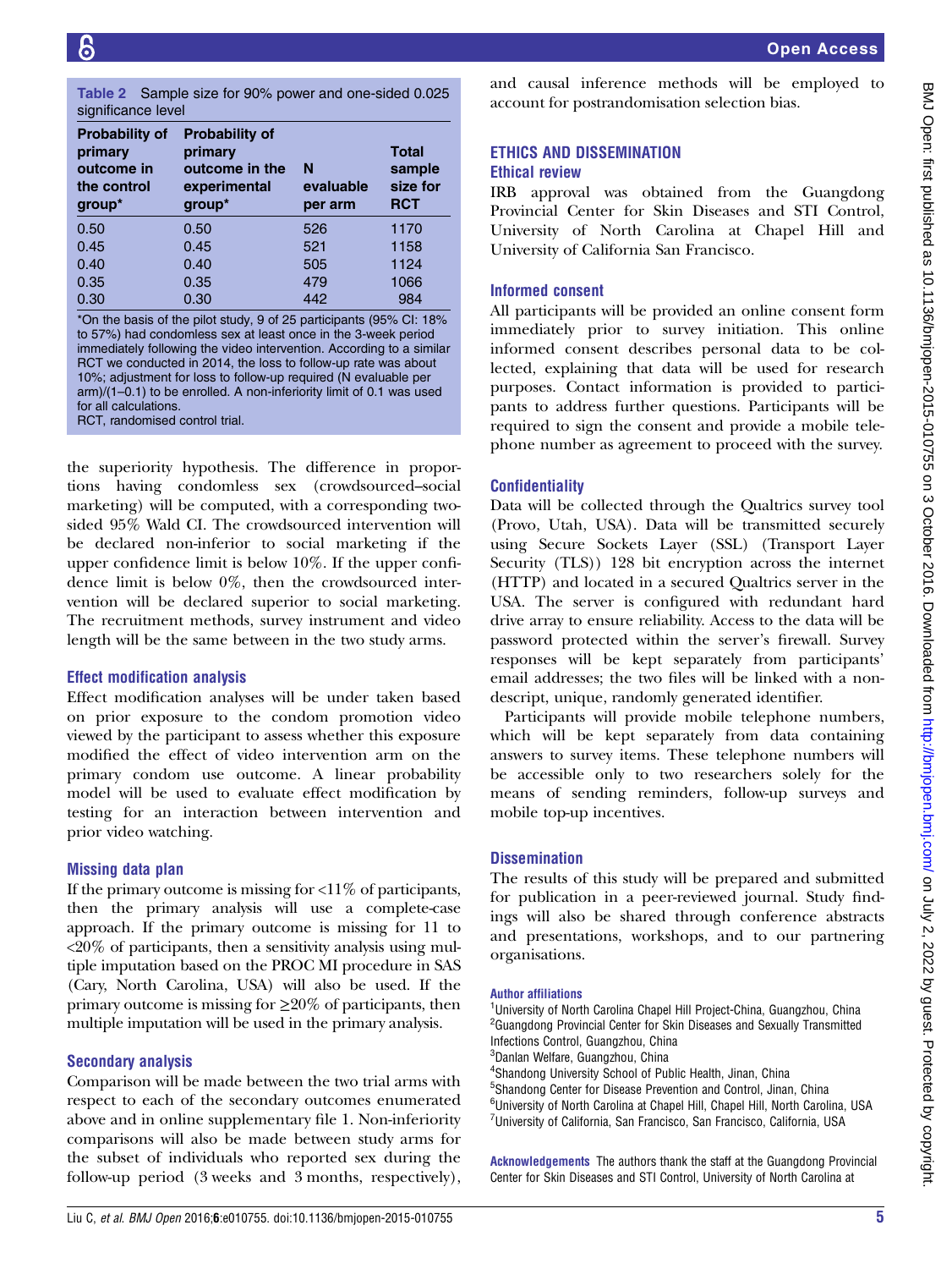**Table 2** Sample size for 90% power and one-sided 0.025 significance level

| Probability of primary outcome in the control group* | Probability of primary outcome in the experimental group* | N evaluable per arm | Total sample size for RCT |
|---|---|---|---|
| 0.50 | 0.50 | 526 | 1170 |
| 0.45 | 0.45 | 521 | 1158 |
| 0.40 | 0.40 | 505 | 1124 |
| 0.35 | 0.35 | 479 | 1066 |
| 0.30 | 0.30 | 442 | 984 |

*On the basis of the pilot study, 9 of 25 participants (95% CI: 18% to 57%) had condomless sex at least once in the 3-week period immediately following the video intervention. According to a similar RCT we conducted in 2014, the loss to follow-up rate was about 10%; adjustment for loss to follow-up required (N evaluable per arm)/(1–0.1) to be enrolled. A non-inferiority limit of 0.1 was used for all calculations.
RCT, randomised control trial.

the superiority hypothesis. The difference in proportions having condomless sex (crowdsourced–social marketing) will be computed, with a corresponding two-sided 95% Wald CI. The crowdsourced intervention will be declared non-inferior to social marketing if the upper confidence limit is below 10%. If the upper confidence limit is below 0%, then the crowdsourced intervention will be declared superior to social marketing. The recruitment methods, survey instrument and video length will be the same between in the two study arms.

### Effect modification analysis

Effect modification analyses will be under taken based on prior exposure to the condom promotion video viewed by the participant to assess whether this exposure modified the effect of video intervention arm on the primary condom use outcome. A linear probability model will be used to evaluate effect modification by testing for an interaction between intervention and prior video watching.

### Missing data plan

If the primary outcome is missing for <11% of participants, then the primary analysis will use a complete-case approach. If the primary outcome is missing for 11 to <20% of participants, then a sensitivity analysis using multiple imputation based on the PROC MI procedure in SAS (Cary, North Carolina, USA) will also be used. If the primary outcome is missing for ≥20% of participants, then multiple imputation will be used in the primary analysis.

### Secondary analysis

Comparison will be made between the two trial arms with respect to each of the secondary outcomes enumerated above and in online supplementary file 1. Non-inferiority comparisons will also be made between study arms for the subset of individuals who reported sex during the follow-up period (3 weeks and 3 months, respectively), and causal inference methods will be employed to account for postrandomisation selection bias.

## ETHICS AND DISSEMINATION

### Ethical review

IRB approval was obtained from the Guangdong Provincial Center for Skin Diseases and STI Control, University of North Carolina at Chapel Hill and University of California San Francisco.

### Informed consent

All participants will be provided an online consent form immediately prior to survey initiation. This online informed consent describes personal data to be collected, explaining that data will be used for research purposes. Contact information is provided to participants to address further questions. Participants will be required to sign the consent and provide a mobile telephone number as agreement to proceed with the survey.

### Confidentiality

Data will be collected through the Qualtrics survey tool (Provo, Utah, USA). Data will be transmitted securely using Secure Sockets Layer (SSL) (Transport Layer Security (TLS)) 128 bit encryption across the internet (HTTP) and located in a secured Qualtrics server in the USA. The server is configured with redundant hard drive array to ensure reliability. Access to the data will be password protected within the server's firewall. Survey responses will be kept separately from participants' email addresses; the two files will be linked with a nondescript, unique, randomly generated identifier.

Participants will provide mobile telephone numbers, which will be kept separately from data containing answers to survey items. These telephone numbers will be accessible only to two researchers solely for the means of sending reminders, follow-up surveys and mobile top-up incentives.

### Dissemination

The results of this study will be prepared and submitted for publication in a peer-reviewed journal. Study findings will also be shared through conference abstracts and presentations, workshops, and to our partnering organisations.

**Author affiliations**
[1]University of North Carolina Chapel Hill Project-China, Guangzhou, China
[2]Guangdong Provincial Center for Skin Diseases and Sexually Transmitted Infections Control, Guangzhou, China
[3]Danlan Welfare, Guangzhou, China
[4]Shandong University School of Public Health, Jinan, China
[5]Shandong Center for Disease Prevention and Control, Jinan, China
[6]University of North Carolina at Chapel Hill, Chapel Hill, North Carolina, USA
[7]University of California, San Francisco, San Francisco, California, USA

**Acknowledgements** The authors thank the staff at the Guangdong Provincial Center for Skin Diseases and STI Control, University of North Carolina at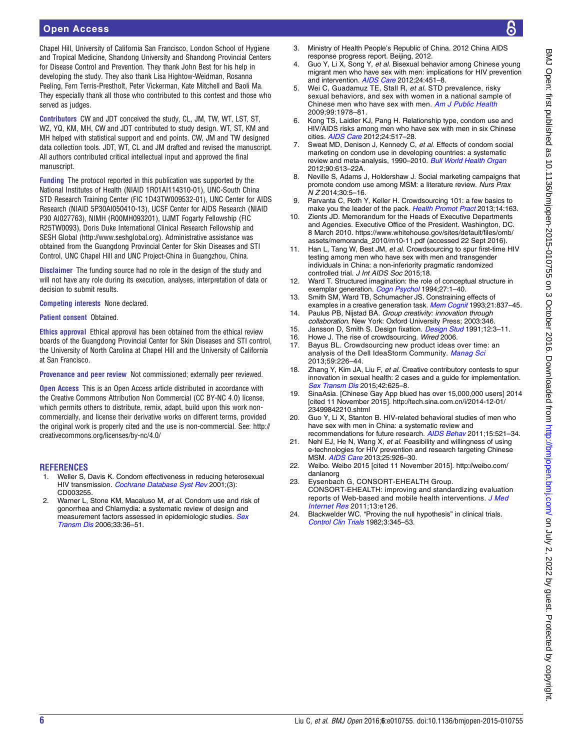Chapel Hill, University of California San Francisco, London School of Hygiene and Tropical Medicine, Shandong University and Shandong Provincial Centers for Disease Control and Prevention. They thank John Best for his help in developing the study. They also thank Lisa Hightow-Weidman, Rosanna Peeling, Fern Terris-Prestholt, Peter Vickerman, Kate Mitchell and Baoli Ma. They especially thank all those who contributed to this contest and those who served as judges.

**Contributors** CW and JDT conceived the study, CL, JM, TW, WT, LST, ST, WZ, YQ, KM, MH, CW and JDT contributed to study design. WT, ST, KM and MH helped with statistical support and end points. CW, JM and TW designed data collection tools. JDT, WT, CL and JM drafted and revised the manuscript. All authors contributed critical intellectual input and approved the final manuscript.

**Funding** The protocol reported in this publication was supported by the National Institutes of Health (NIAID 1R01AI114310-01), UNC-South China STD Research Training Center (FIC 1D43TW009532-01), UNC Center for AIDS Research (NIAID 5P30AI050410-13), UCSF Center for AIDS Research (NIAID P30 AI027763), NIMH (R00MH093201), UJMT Fogarty Fellowship (FIC R25TW0093), Doris Duke International Clinical Research Fellowship and SESH Global (http://www.seshglobal.org). Administrative assistance was obtained from the Guangdong Provincial Center for Skin Diseases and STI Control, UNC Chapel Hill and UNC Project-China in Guangzhou, China.

**Disclaimer** The funding source had no role in the design of the study and will not have any role during its execution, analyses, interpretation of data or decision to submit results.

**Competing interests** None declared.

**Patient consent** Obtained.

**Ethics approval** Ethical approval has been obtained from the ethical review boards of the Guangdong Provincial Center for Skin Diseases and STI control, the University of North Carolina at Chapel Hill and the University of California at San Francisco.

**Provenance and peer review** Not commissioned; externally peer reviewed.

**Open Access** This is an Open Access article distributed in accordance with the Creative Commons Attribution Non Commercial (CC BY-NC 4.0) license, which permits others to distribute, remix, adapt, build upon this work non-commercially, and license their derivative works on different terms, provided the original work is properly cited and the use is non-commercial. See: http://creativecommons.org/licenses/by-nc/4.0/

## REFERENCES

1. Weller S, Davis K. Condom effectiveness in reducing heterosexual HIV transmission. *Cochrane Database Syst Rev* 2001;(3):CD003255.
2. Warner L, Stone KM, Macaluso M, *et al*. Condom use and risk of gonorrhea and Chlamydia: a systematic review of design and measurement factors assessed in epidemiologic studies. *Sex Transm Dis* 2006;33:36–51.
3. Ministry of Health People's Republic of China. 2012 China AIDS response progress report. Beijing, 2012.
4. Guo Y, Li X, Song Y, *et al*. Bisexual behavior among Chinese young migrant men who have sex with men: implications for HIV prevention and intervention. *AIDS Care* 2012;24:451–8.
5. Wei C, Guadamuz TE, Stall R, *et al*. STD prevalence, risky sexual behaviors, and sex with women in a national sample of Chinese men who have sex with men. *Am J Public Health* 2009;99:1978–81.
6. Kong TS, Laidler KJ, Pang H. Relationship type, condom use and HIV/AIDS risks among men who have sex with men in six Chinese cities. *AIDS Care* 2012;24:517–28.
7. Sweat MD, Denison J, Kennedy C, *et al*. Effects of condom social marketing on condom use in developing countries: a systematic review and meta-analysis, 1990–2010. *Bull World Health Organ* 2012;90:613–22A.
8. Neville S, Adams J, Holdershaw J. Social marketing campaigns that promote condom use among MSM: a literature review. *Nurs Prax N Z* 2014;30:5–16.
9. Parvanta C, Roth Y, Keller H. Crowdsourcing 101: a few basics to make you the leader of the pack. *Health Promot Pract* 2013;14:163.
10. Zients JD. Memorandum for the Heads of Executive Departments and Agencies. Executive Office of the President. Washington, DC. 8 March 2010. https://www.whitehouse.gov/sites/default/files/omb/assets/memoranda_2010/m10-11.pdf (accessed 22 Sept 2016).
11. Han L, Tang W, Best JM, *et al*. Crowdsourcing to spur first-time HIV testing among men who have sex with men and transgender individuals in China: a non-inferiority pragmatic randomized controlled trial. *J Int AIDS Soc* 2015;18.
12. Ward T. Structured imagination: the role of conceptual structure in exemplar generation. *Cogn Psychol* 1994;27:1–40.
13. Smith SM, Ward TB, Schumacher JS. Constraining effects of examples in a creative generation task. *Mem Cognit* 1993;21:837–45.
14. Paulus PB, Nijstad BA. *Group creativity: innovation through collaboration*. New York: Oxford University Press; 2003:346.
15. Jansson D, Smith S. Design fixation. *Design Stud* 1991;12:3–11.
16. Howe J. The rise of crowdsourcing. *Wired* 2006.
17. Bayus BL. Crowdsourcing new product ideas over time: an analysis of the Dell IdeaStorm Community. *Manag Sci* 2013;59:226–44.
18. Zhang Y, Kim JA, Liu F, *et al*. Creative contributory contests to spur innovation in sexual health: 2 cases and a guide for implementation. *Sex Transm Dis* 2015;42:625–8.
19. SinaAsia. [Chinese Gay App blued has over 15,000,000 users] 2014 [cited 11 November 2015]. http://tech.sina.com.cn/i/2014-12-01/23499842210.shtml
20. Guo Y, Li X, Stanton B. HIV-related behavioral studies of men who have sex with men in China: a systematic review and recommendations for future research. *AIDS Behav* 2011;15:521–34.
21. Nehl EJ, He N, Wang X, *et al*. Feasibility and willingness of using e-technologies for HIV prevention and research targeting Chinese MSM. *AIDS Care* 2013;25:926–30.
22. Weibo. Weibo 2015 [cited 11 November 2015]. http://weibo.com/danlanorg
23. Eysenbach G, CONSORT-EHEALTH Group. CONSORT-EHEALTH: improving and standardizing evaluation reports of Web-based and mobile health interventions. *J Med Internet Res* 2011;13:e126.
24. Blackwelder WC. "Proving the null hypothesis" in clinical trials. *Control Clin Trials* 1982;3:345–53.